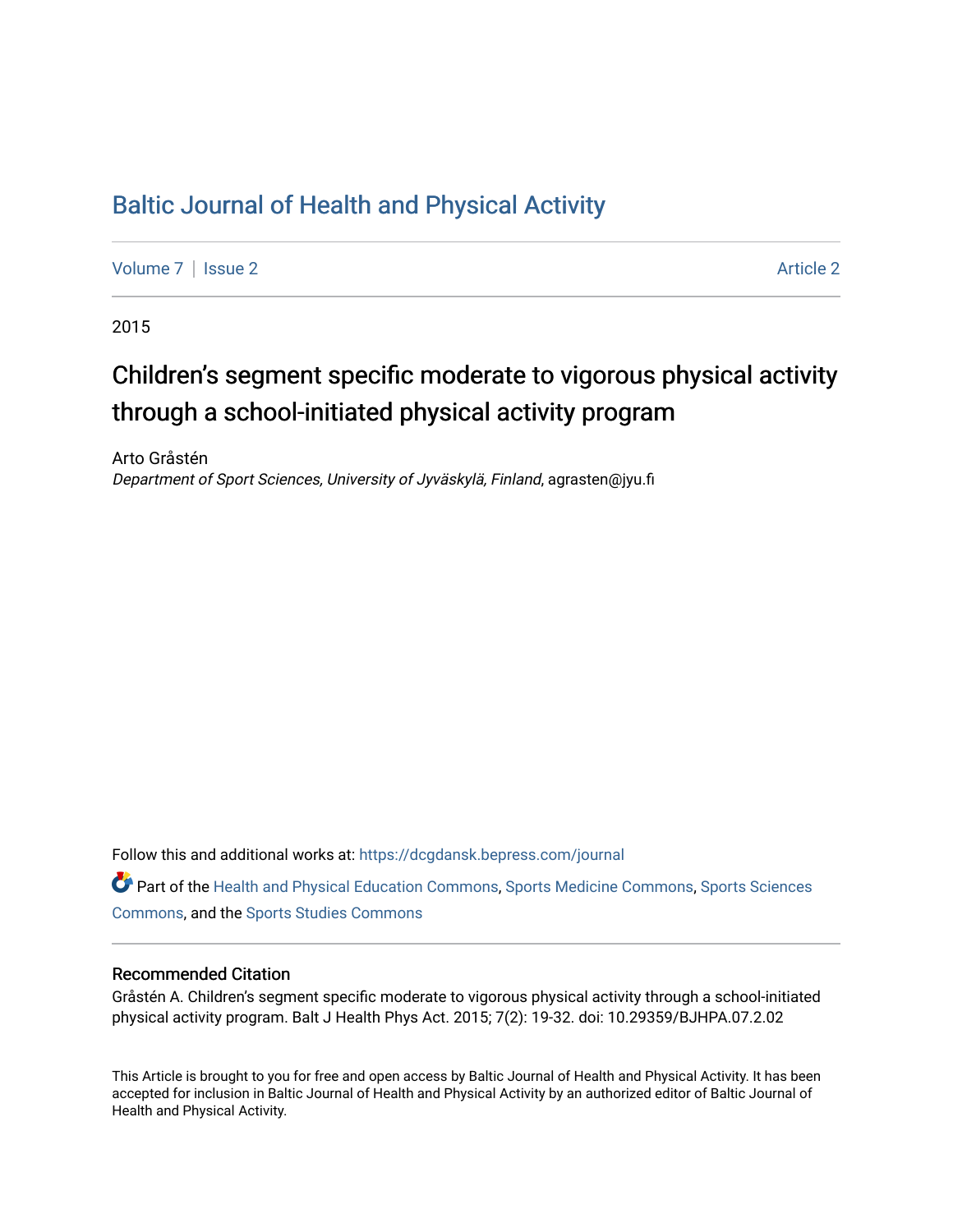# Baltic Journal of Health and Physical Activity

Volume 7 | Issue 2 Article 2

2015

## Children's segment specific moderate to vigorous physical activity through a school-initiated physical activity program

Arto Gråstén
*Department of Sport Sciences, University of Jyväskylä, Finland*, agrasten@jyu.fi

Follow this and additional works at: https://dcgdansk.bepress.com/journal

Part of the Health and Physical Education Commons, Sports Medicine Commons, Sports Sciences Commons, and the Sports Studies Commons

### Recommended Citation

Gråstén A. Children's segment specific moderate to vigorous physical activity through a school-initiated physical activity program. Balt J Health Phys Act. 2015; 7(2): 19-32. doi: 10.29359/BJHPA.07.2.02

This Article is brought to you for free and open access by Baltic Journal of Health and Physical Activity. It has been accepted for inclusion in Baltic Journal of Health and Physical Activity by an authorized editor of Baltic Journal of Health and Physical Activity.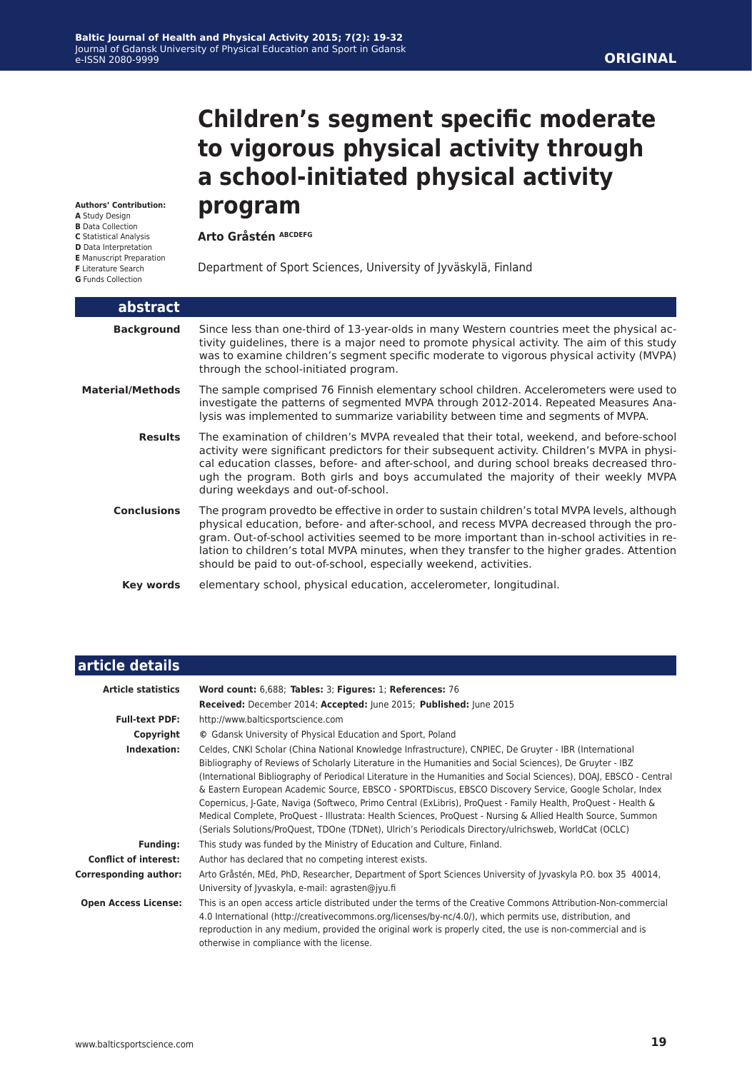ORIGINAL

# Children's segment specific moderate to vigorous physical activity through a school-initiated physical activity program

**Authors' Contribution:**
**A** Study Design
**B** Data Collection
**C** Statistical Analysis
**D** Data Interpretation
**E** Manuscript Preparation
**F** Literature Search
**G** Funds Collection

**Arto Gråstén** ABCDEFG

Department of Sport Sciences, University of Jyväskylä, Finland

## abstract

**Background**

Since less than one-third of 13-year-olds in many Western countries meet the physical activity guidelines, there is a major need to promote physical activity. The aim of this study was to examine children's segment specific moderate to vigorous physical activity (MVPA) through the school-initiated program.

**Material/Methods**

The sample comprised 76 Finnish elementary school children. Accelerometers were used to investigate the patterns of segmented MVPA through 2012-2014. Repeated Measures Analysis was implemented to summarize variability between time and segments of MVPA.

**Results**

The examination of children's MVPA revealed that their total, weekend, and before-school activity were significant predictors for their subsequent activity. Children's MVPA in physical education classes, before- and after-school, and during school breaks decreased through the program. Both girls and boys accumulated the majority of their weekly MVPA during weekdays and out-of-school.

**Conclusions**

The program provedto be effective in order to sustain children's total MVPA levels, although physical education, before- and after-school, and recess MVPA decreased through the program. Out-of-school activities seemed to be more important than in-school activities in relation to children's total MVPA minutes, when they transfer to the higher grades. Attention should be paid to out-of-school, especially weekend, activities.

**Key words**

elementary school, physical education, accelerometer, longitudinal.

## article details

| | |
|---|---|
| **Article statistics** | **Word count:** 6,688; **Tables:** 3; **Figures:** 1; **References:** 76<br>**Received:** December 2014; **Accepted:** June 2015; **Published:** June 2015 |
| **Full-text PDF:** | http://www.balticsportscience.com |
| **Copyright** | © Gdansk University of Physical Education and Sport, Poland |
| **Indexation:** | Celdes, CNKI Scholar (China National Knowledge Infrastructure), CNPIEC, De Gruyter - IBR (International Bibliography of Reviews of Scholarly Literature in the Humanities and Social Sciences), De Gruyter - IBZ (International Bibliography of Periodical Literature in the Humanities and Social Sciences), DOAJ, EBSCO - Central & Eastern European Academic Source, EBSCO - SPORTDiscus, EBSCO Discovery Service, Google Scholar, Index Copernicus, J-Gate, Naviga (Softweco, Primo Central (ExLibris), ProQuest - Family Health, ProQuest - Health & Medical Complete, ProQuest - Illustrata: Health Sciences, ProQuest - Nursing & Allied Health Source, Summon (Serials Solutions/ProQuest, TDOne (TDNet), Ulrich's Periodicals Directory/ulrichsweb, WorldCat (OCLC) |
| **Funding:** | This study was funded by the Ministry of Education and Culture, Finland. |
| **Conflict of interest:** | Author has declared that no competing interest exists. |
| **Corresponding author:** | Arto Gråstén, MEd, PhD, Researcher, Department of Sport Sciences University of Jyvaskyla P.O. box 35 40014, University of Jyvaskyla, e-mail: agrasten@jyu.fi |
| **Open Access License:** | This is an open access article distributed under the terms of the Creative Commons Attribution-Non-commercial 4.0 International (http://creativecommons.org/licenses/by-nc/4.0/), which permits use, distribution, and reproduction in any medium, provided the original work is properly cited, the use is non-commercial and is otherwise in compliance with the license. |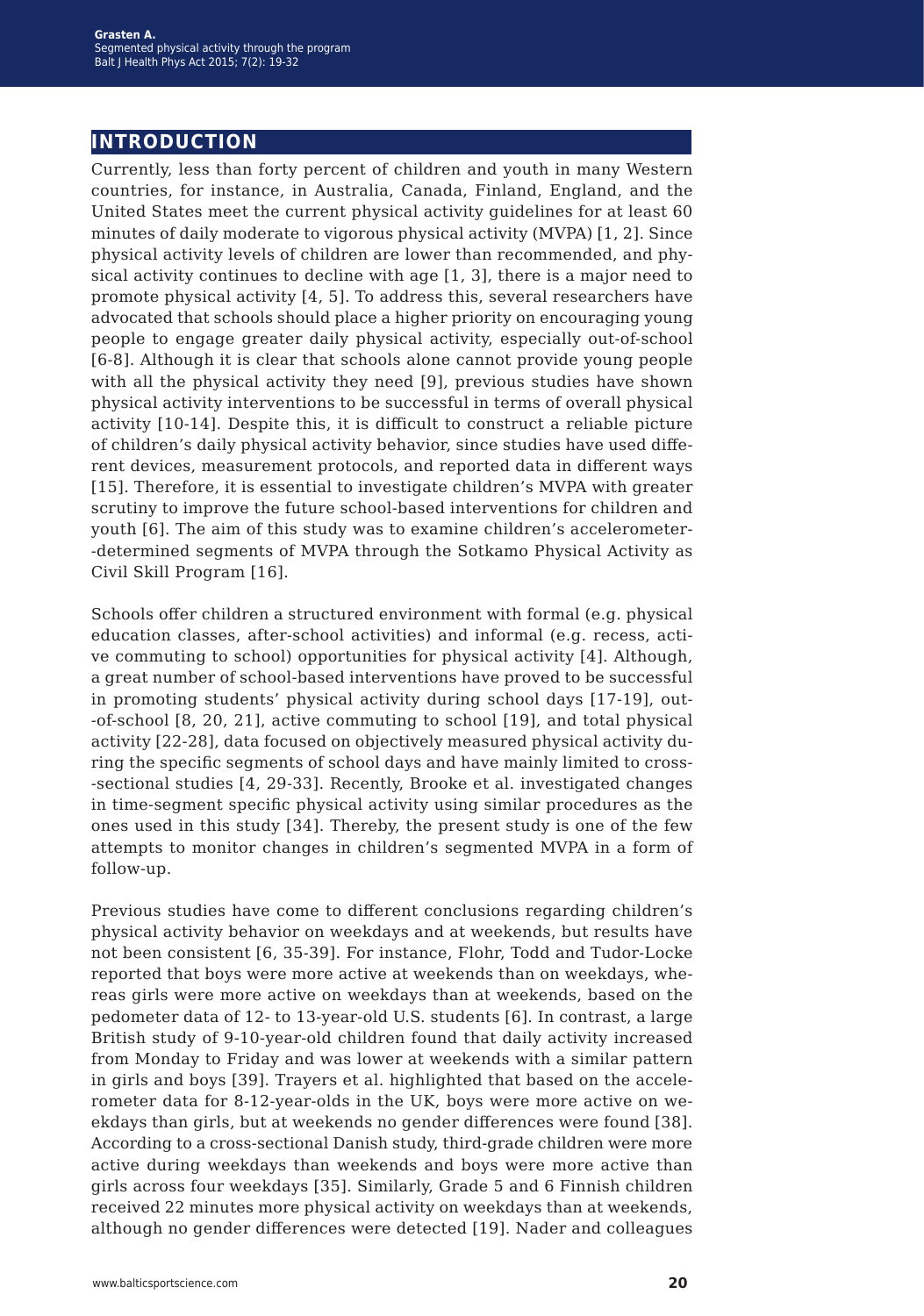## INTRODUCTION

Currently, less than forty percent of children and youth in many Western countries, for instance, in Australia, Canada, Finland, England, and the United States meet the current physical activity guidelines for at least 60 minutes of daily moderate to vigorous physical activity (MVPA) [1, 2]. Since physical activity levels of children are lower than recommended, and physical activity continues to decline with age [1, 3], there is a major need to promote physical activity [4, 5]. To address this, several researchers have advocated that schools should place a higher priority on encouraging young people to engage greater daily physical activity, especially out-of-school [6-8]. Although it is clear that schools alone cannot provide young people with all the physical activity they need [9], previous studies have shown physical activity interventions to be successful in terms of overall physical activity [10-14]. Despite this, it is difficult to construct a reliable picture of children's daily physical activity behavior, since studies have used different devices, measurement protocols, and reported data in different ways [15]. Therefore, it is essential to investigate children's MVPA with greater scrutiny to improve the future school-based interventions for children and youth [6]. The aim of this study was to examine children's accelerometer-determined segments of MVPA through the Sotkamo Physical Activity as Civil Skill Program [16].

Schools offer children a structured environment with formal (e.g. physical education classes, after-school activities) and informal (e.g. recess, active commuting to school) opportunities for physical activity [4]. Although, a great number of school-based interventions have proved to be successful in promoting students' physical activity during school days [17-19], out-of-school [8, 20, 21], active commuting to school [19], and total physical activity [22-28], data focused on objectively measured physical activity during the specific segments of school days and have mainly limited to cross-sectional studies [4, 29-33]. Recently, Brooke et al. investigated changes in time-segment specific physical activity using similar procedures as the ones used in this study [34]. Thereby, the present study is one of the few attempts to monitor changes in children's segmented MVPA in a form of follow-up.

Previous studies have come to different conclusions regarding children's physical activity behavior on weekdays and at weekends, but results have not been consistent [6, 35-39]. For instance, Flohr, Todd and Tudor-Locke reported that boys were more active at weekends than on weekdays, whereas girls were more active on weekdays than at weekends, based on the pedometer data of 12- to 13-year-old U.S. students [6]. In contrast, a large British study of 9-10-year-old children found that daily activity increased from Monday to Friday and was lower at weekends with a similar pattern in girls and boys [39]. Trayers et al. highlighted that based on the accelerometer data for 8-12-year-olds in the UK, boys were more active on weekdays than girls, but at weekends no gender differences were found [38]. According to a cross-sectional Danish study, third-grade children were more active during weekdays than weekends and boys were more active than girls across four weekdays [35]. Similarly, Grade 5 and 6 Finnish children received 22 minutes more physical activity on weekdays than at weekends, although no gender differences were detected [19]. Nader and colleagues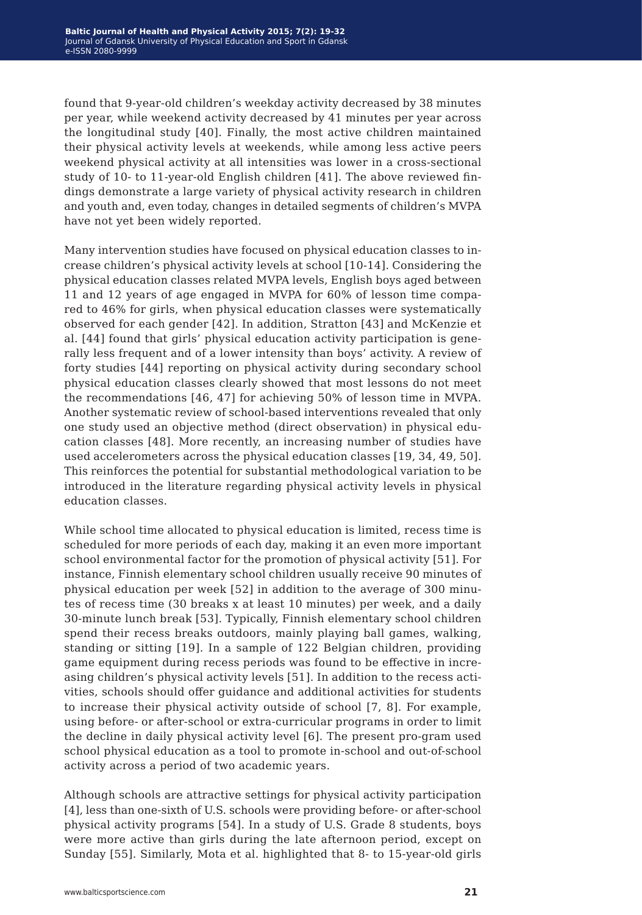found that 9-year-old children's weekday activity decreased by 38 minutes per year, while weekend activity decreased by 41 minutes per year across the longitudinal study [40]. Finally, the most active children maintained their physical activity levels at weekends, while among less active peers weekend physical activity at all intensities was lower in a cross-sectional study of 10- to 11-year-old English children [41]. The above reviewed findings demonstrate a large variety of physical activity research in children and youth and, even today, changes in detailed segments of children's MVPA have not yet been widely reported.

Many intervention studies have focused on physical education classes to increase children's physical activity levels at school [10-14]. Considering the physical education classes related MVPA levels, English boys aged between 11 and 12 years of age engaged in MVPA for 60% of lesson time compared to 46% for girls, when physical education classes were systematically observed for each gender [42]. In addition, Stratton [43] and McKenzie et al. [44] found that girls' physical education activity participation is generally less frequent and of a lower intensity than boys' activity. A review of forty studies [44] reporting on physical activity during secondary school physical education classes clearly showed that most lessons do not meet the recommendations [46, 47] for achieving 50% of lesson time in MVPA. Another systematic review of school-based interventions revealed that only one study used an objective method (direct observation) in physical education classes [48]. More recently, an increasing number of studies have used accelerometers across the physical education classes [19, 34, 49, 50]. This reinforces the potential for substantial methodological variation to be introduced in the literature regarding physical activity levels in physical education classes.

While school time allocated to physical education is limited, recess time is scheduled for more periods of each day, making it an even more important school environmental factor for the promotion of physical activity [51]. For instance, Finnish elementary school children usually receive 90 minutes of physical education per week [52] in addition to the average of 300 minutes of recess time (30 breaks x at least 10 minutes) per week, and a daily 30-minute lunch break [53]. Typically, Finnish elementary school children spend their recess breaks outdoors, mainly playing ball games, walking, standing or sitting [19]. In a sample of 122 Belgian children, providing game equipment during recess periods was found to be effective in increasing children's physical activity levels [51]. In addition to the recess activities, schools should offer guidance and additional activities for students to increase their physical activity outside of school [7, 8]. For example, using before- or after-school or extra-curricular programs in order to limit the decline in daily physical activity level [6]. The present pro-gram used school physical education as a tool to promote in-school and out-of-school activity across a period of two academic years.

Although schools are attractive settings for physical activity participation [4], less than one-sixth of U.S. schools were providing before- or after-school physical activity programs [54]. In a study of U.S. Grade 8 students, boys were more active than girls during the late afternoon period, except on Sunday [55]. Similarly, Mota et al. highlighted that 8- to 15-year-old girls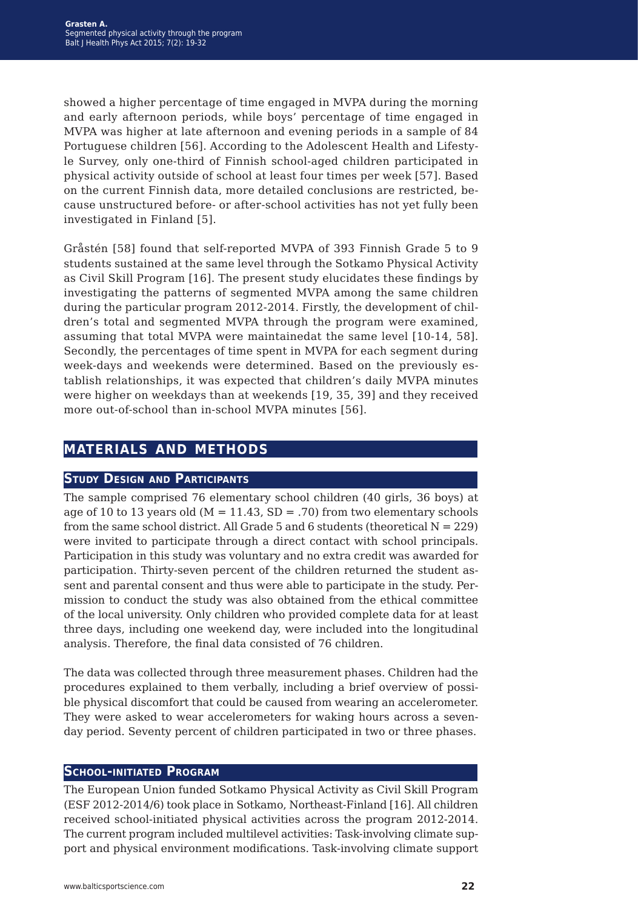showed a higher percentage of time engaged in MVPA during the morning and early afternoon periods, while boys' percentage of time engaged in MVPA was higher at late afternoon and evening periods in a sample of 84 Portuguese children [56]. According to the Adolescent Health and Lifestyle Survey, only one-third of Finnish school-aged children participated in physical activity outside of school at least four times per week [57]. Based on the current Finnish data, more detailed conclusions are restricted, because unstructured before- or after-school activities has not yet fully been investigated in Finland [5].

Gråstén [58] found that self-reported MVPA of 393 Finnish Grade 5 to 9 students sustained at the same level through the Sotkamo Physical Activity as Civil Skill Program [16]. The present study elucidates these findings by investigating the patterns of segmented MVPA among the same children during the particular program 2012-2014. Firstly, the development of children's total and segmented MVPA through the program were examined, assuming that total MVPA were maintainedat the same level [10-14, 58]. Secondly, the percentages of time spent in MVPA for each segment during week-days and weekends were determined. Based on the previously establish relationships, it was expected that children's daily MVPA minutes were higher on weekdays than at weekends [19, 35, 39] and they received more out-of-school than in-school MVPA minutes [56].

## MATERIALS AND METHODS

### Study Design and Participants

The sample comprised 76 elementary school children (40 girls, 36 boys) at age of 10 to 13 years old ($M = 11.43$, $SD = .70$) from two elementary schools from the same school district. All Grade 5 and 6 students (theoretical $N = 229$) were invited to participate through a direct contact with school principals. Participation in this study was voluntary and no extra credit was awarded for participation. Thirty-seven percent of the children returned the student assent and parental consent and thus were able to participate in the study. Permission to conduct the study was also obtained from the ethical committee of the local university. Only children who provided complete data for at least three days, including one weekend day, were included into the longitudinal analysis. Therefore, the final data consisted of 76 children.

The data was collected through three measurement phases. Children had the procedures explained to them verbally, including a brief overview of possible physical discomfort that could be caused from wearing an accelerometer. They were asked to wear accelerometers for waking hours across a seven-day period. Seventy percent of children participated in two or three phases.

### School-initiated Program

The European Union funded Sotkamo Physical Activity as Civil Skill Program (ESF 2012-2014/6) took place in Sotkamo, Northeast-Finland [16]. All children received school-initiated physical activities across the program 2012-2014. The current program included multilevel activities: Task-involving climate support and physical environment modifications. Task-involving climate support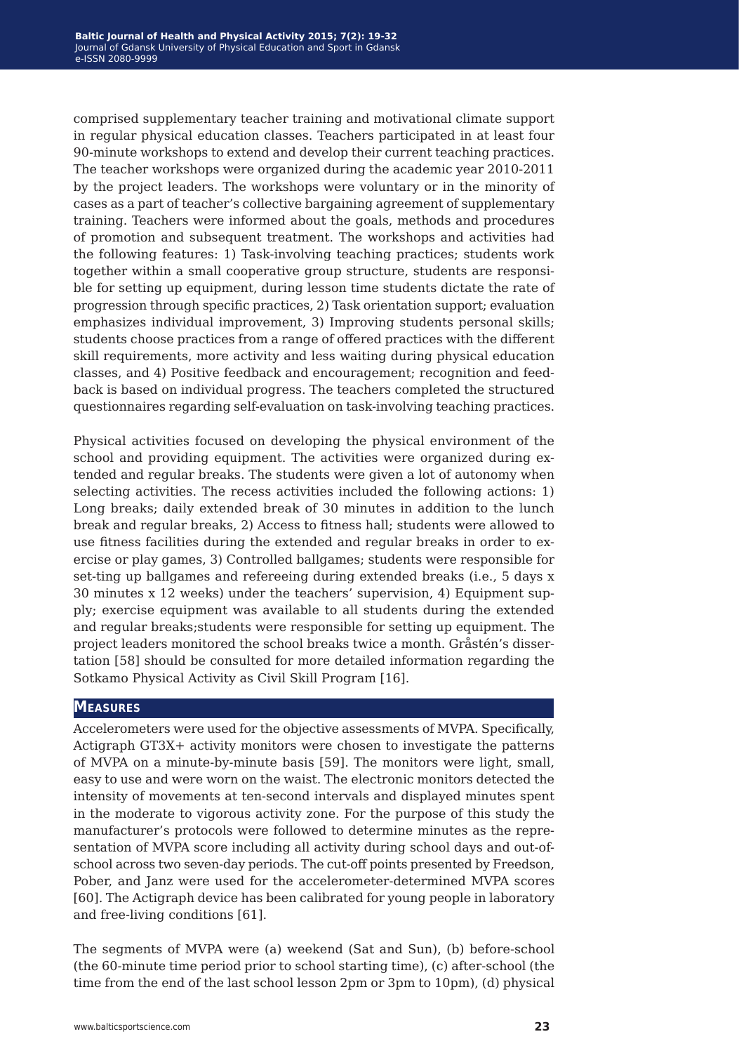comprised supplementary teacher training and motivational climate support in regular physical education classes. Teachers participated in at least four 90-minute workshops to extend and develop their current teaching practices. The teacher workshops were organized during the academic year 2010-2011 by the project leaders. The workshops were voluntary or in the minority of cases as a part of teacher's collective bargaining agreement of supplementary training. Teachers were informed about the goals, methods and procedures of promotion and subsequent treatment. The workshops and activities had the following features: 1) Task-involving teaching practices; students work together within a small cooperative group structure, students are responsible for setting up equipment, during lesson time students dictate the rate of progression through specific practices, 2) Task orientation support; evaluation emphasizes individual improvement, 3) Improving students personal skills; students choose practices from a range of offered practices with the different skill requirements, more activity and less waiting during physical education classes, and 4) Positive feedback and encouragement; recognition and feedback is based on individual progress. The teachers completed the structured questionnaires regarding self-evaluation on task-involving teaching practices.

Physical activities focused on developing the physical environment of the school and providing equipment. The activities were organized during extended and regular breaks. The students were given a lot of autonomy when selecting activities. The recess activities included the following actions: 1) Long breaks; daily extended break of 30 minutes in addition to the lunch break and regular breaks, 2) Access to fitness hall; students were allowed to use fitness facilities during the extended and regular breaks in order to exercise or play games, 3) Controlled ballgames; students were responsible for set-ting up ballgames and refereeing during extended breaks (i.e., 5 days x 30 minutes x 12 weeks) under the teachers' supervision, 4) Equipment supply; exercise equipment was available to all students during the extended and regular breaks;students were responsible for setting up equipment. The project leaders monitored the school breaks twice a month. Gråstén's dissertation [58] should be consulted for more detailed information regarding the Sotkamo Physical Activity as Civil Skill Program [16].

## Measures

Accelerometers were used for the objective assessments of MVPA. Specifically, Actigraph GT3X+ activity monitors were chosen to investigate the patterns of MVPA on a minute-by-minute basis [59]. The monitors were light, small, easy to use and were worn on the waist. The electronic monitors detected the intensity of movements at ten-second intervals and displayed minutes spent in the moderate to vigorous activity zone. For the purpose of this study the manufacturer's protocols were followed to determine minutes as the representation of MVPA score including all activity during school days and out-of-school across two seven-day periods. The cut-off points presented by Freedson, Pober, and Janz were used for the accelerometer-determined MVPA scores [60]. The Actigraph device has been calibrated for young people in laboratory and free-living conditions [61].

The segments of MVPA were (a) weekend (Sat and Sun), (b) before-school (the 60-minute time period prior to school starting time), (c) after-school (the time from the end of the last school lesson 2pm or 3pm to 10pm), (d) physical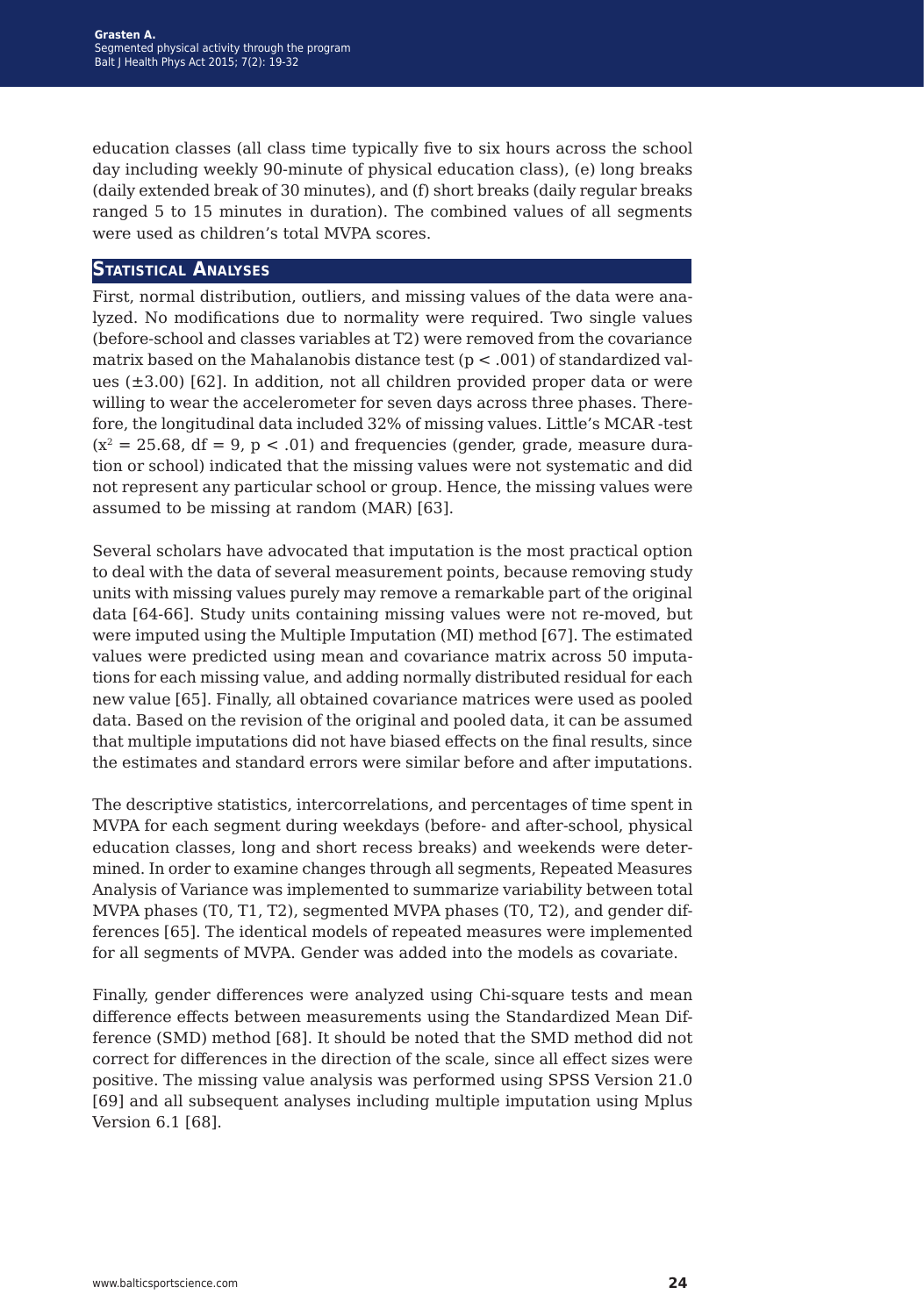education classes (all class time typically five to six hours across the school day including weekly 90-minute of physical education class), (e) long breaks (daily extended break of 30 minutes), and (f) short breaks (daily regular breaks ranged 5 to 15 minutes in duration). The combined values of all segments were used as children's total MVPA scores.

## Statistical Analyses

First, normal distribution, outliers, and missing values of the data were analyzed. No modifications due to normality were required. Two single values (before-school and classes variables at T2) were removed from the covariance matrix based on the Mahalanobis distance test ($p < .001$) of standardized values ($\pm 3.00$) [62]. In addition, not all children provided proper data or were willing to wear the accelerometer for seven days across three phases. Therefore, the longitudinal data included 32% of missing values. Little's MCAR -test ($x^2 = 25.68$, df = 9, $p < .01$) and frequencies (gender, grade, measure duration or school) indicated that the missing values were not systematic and did not represent any particular school or group. Hence, the missing values were assumed to be missing at random (MAR) [63].

Several scholars have advocated that imputation is the most practical option to deal with the data of several measurement points, because removing study units with missing values purely may remove a remarkable part of the original data [64-66]. Study units containing missing values were not re-moved, but were imputed using the Multiple Imputation (MI) method [67]. The estimated values were predicted using mean and covariance matrix across 50 imputations for each missing value, and adding normally distributed residual for each new value [65]. Finally, all obtained covariance matrices were used as pooled data. Based on the revision of the original and pooled data, it can be assumed that multiple imputations did not have biased effects on the final results, since the estimates and standard errors were similar before and after imputations.

The descriptive statistics, intercorrelations, and percentages of time spent in MVPA for each segment during weekdays (before- and after-school, physical education classes, long and short recess breaks) and weekends were determined. In order to examine changes through all segments, Repeated Measures Analysis of Variance was implemented to summarize variability between total MVPA phases (T0, T1, T2), segmented MVPA phases (T0, T2), and gender differences [65]. The identical models of repeated measures were implemented for all segments of MVPA. Gender was added into the models as covariate.

Finally, gender differences were analyzed using Chi-square tests and mean difference effects between measurements using the Standardized Mean Difference (SMD) method [68]. It should be noted that the SMD method did not correct for differences in the direction of the scale, since all effect sizes were positive. The missing value analysis was performed using SPSS Version 21.0 [69] and all subsequent analyses including multiple imputation using Mplus Version 6.1 [68].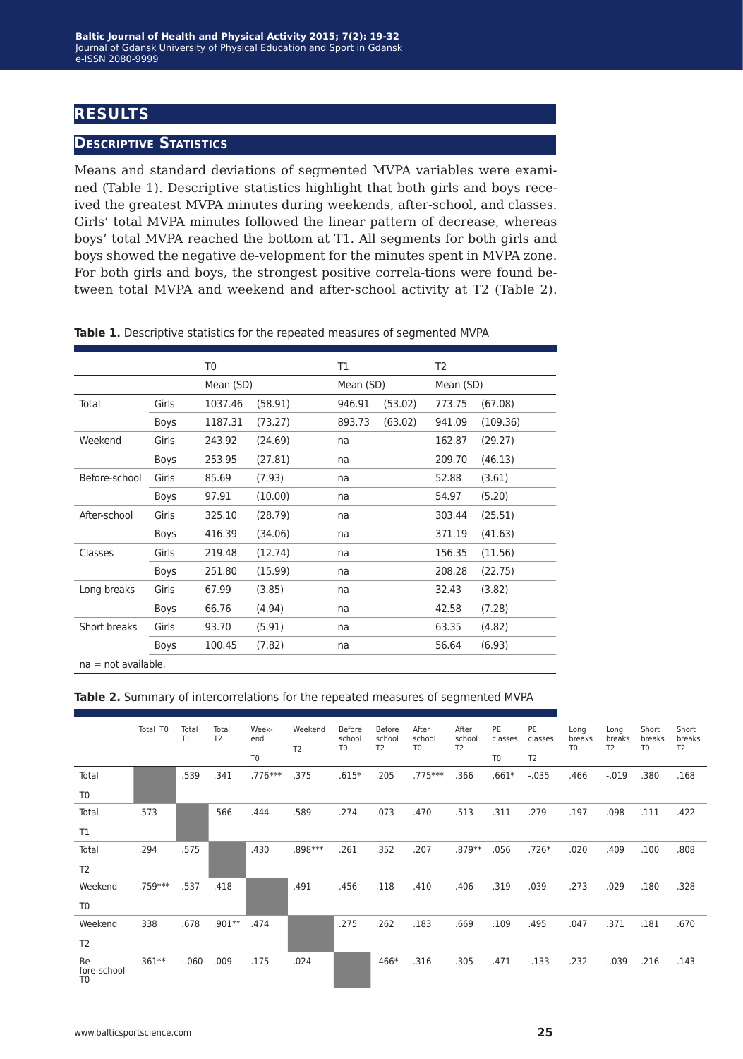## RESULTS

### Descriptive Statistics

Means and standard deviations of segmented MVPA variables were examined (Table 1). Descriptive statistics highlight that both girls and boys received the greatest MVPA minutes during weekends, after-school, and classes. Girls' total MVPA minutes followed the linear pattern of decrease, whereas boys' total MVPA reached the bottom at T1. All segments for both girls and boys showed the negative de-velopment for the minutes spent in MVPA zone. For both girls and boys, the strongest positive correla-tions were found between total MVPA and weekend and after-school activity at T2 (Table 2).

**Table 1.** Descriptive statistics for the repeated measures of segmented MVPA

| | | T0 | | T1 | | T2 | |
|---|---|---|---|---|---|---|---|
| | | Mean (SD) | | Mean (SD) | | Mean (SD) | |
| Total | Girls | 1037.46 | (58.91) | 946.91 | (53.02) | 773.75 | (67.08) |
| | Boys | 1187.31 | (73.27) | 893.73 | (63.02) | 941.09 | (109.36) |
| Weekend | Girls | 243.92 | (24.69) | na | | 162.87 | (29.27) |
| | Boys | 253.95 | (27.81) | na | | 209.70 | (46.13) |
| Before-school | Girls | 85.69 | (7.93) | na | | 52.88 | (3.61) |
| | Boys | 97.91 | (10.00) | na | | 54.97 | (5.20) |
| After-school | Girls | 325.10 | (28.79) | na | | 303.44 | (25.51) |
| | Boys | 416.39 | (34.06) | na | | 371.19 | (41.63) |
| Classes | Girls | 219.48 | (12.74) | na | | 156.35 | (11.56) |
| | Boys | 251.80 | (15.99) | na | | 208.28 | (22.75) |
| Long breaks | Girls | 67.99 | (3.85) | na | | 32.43 | (3.82) |
| | Boys | 66.76 | (4.94) | na | | 42.58 | (7.28) |
| Short breaks | Girls | 93.70 | (5.91) | na | | 63.35 | (4.82) |
| | Boys | 100.45 | (7.82) | na | | 56.64 | (6.93) |

na = not available.

**Table 2.** Summary of intercorrelations for the repeated measures of segmented MVPA

| | Total T0 | Total T1 | Total T2 | Weekend T0 | Weekend T2 | Before school T0 | Before school T2 | After school T0 | After school T2 | PE classes T0 | PE classes T2 | Long breaks T0 | Long breaks T2 | Short breaks T0 | Short breaks T2 |
|---|---|---|---|---|---|---|---|---|---|---|---|---|---|---|---|
| Total T0 | | .539 | .341 | .776*** | .375 | .615* | .205 | .775*** | .366 | .661* | -.035 | .466 | -.019 | .380 | .168 |
| Total T1 | .573 | | .566 | .444 | .589 | .274 | .073 | .470 | .513 | .311 | .279 | .197 | .098 | .111 | .422 |
| Total T2 | .294 | .575 | | .430 | .898*** | .261 | .352 | .207 | .879** | .056 | .726* | .020 | .409 | .100 | .808 |
| Weekend T0 | .759*** | .537 | .418 | | .491 | .456 | .118 | .410 | .406 | .319 | .039 | .273 | .029 | .180 | .328 |
| Weekend T2 | .338 | .678 | .901** | .474 | | .275 | .262 | .183 | .669 | .109 | .495 | .047 | .371 | .181 | .670 |
| Before-school T0 | .361** | -.060 | .009 | .175 | .024 | | .466* | .316 | .305 | .471 | -.133 | .232 | -.039 | .216 | .143 |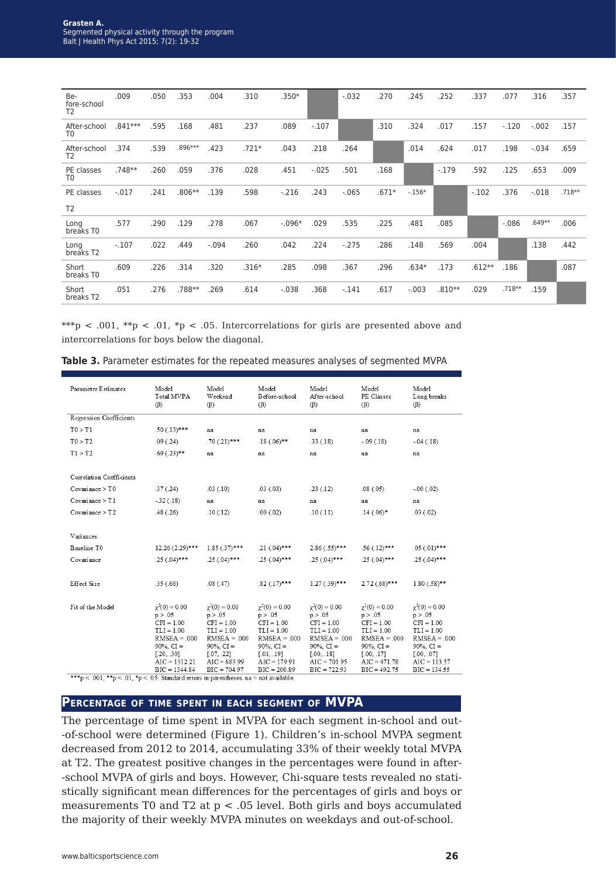| | | | | | | | | | | | | | | | |
|---|---|---|---|---|---|---|---|---|---|---|---|---|---|---|---|
| Before-school T2 | .009 | .050 | .353 | .004 | .310 | .350* | | -.032 | .270 | .245 | .252 | .337 | .077 | .316 | .357 |
| After-school T0 | .841*** | .595 | .168 | .481 | .237 | .089 | -.107 | | .310 | .324 | .017 | .157 | -.120 | -.002 | .157 |
| After-school T2 | .374 | .539 | .896*** | .423 | .721* | .043 | .218 | .264 | | .014 | .624 | .017 | .198 | -.034 | .659 |
| PE classes T0 | .748** | .260 | .059 | .376 | .028 | .451 | -.025 | .501 | .168 | | -.179 | .592 | .125 | .653 | .009 |
| PE classes T2 | -.017 | .241 | .806** | .139 | .598 | -.216 | .243 | -.065 | .671* | -.156* | | -.102 | .376 | -.018 | .718** |
| Long breaks T0 | .577 | .290 | .129 | .278 | .067 | -.096* | .029 | .535 | .225 | .481 | .085 | | -.086 | .649** | .006 |
| Long breaks T2 | -.107 | .022 | .449 | -.094 | .260 | .042 | .224 | -.275 | .286 | .148 | .569 | .004 | | .138 | .442 |
| Short breaks T0 | .609 | .226 | .314 | .320 | .316* | .285 | .098 | .367 | .296 | .634* | .173 | .612** | .186 | | .087 |
| Short breaks T2 | .051 | .276 | .788** | .269 | .614 | -.038 | .368 | -.141 | .617 | -.003 | .810** | .029 | .718** | .159 | |

***p < .001, **p < .01, *p < .05. Intercorrelations for girls are presented above and intercorrelations for boys below the diagonal.

**Table 3.** Parameter estimates for the repeated measures analyses of segmented MVPA

| Parameter Estimates | Model Total MVPA (β) | Model Weekend (β) | Model Before-school (β) | Model After-school (β) | Model PE Classes (β) | Model Long breaks (β) |
|---|---|---|---|---|---|---|
| Regression Coefficients | | | | | | |
| T0 > T1 | .50 (.13)*** | na | na | na | na | na |
| T0 > T2 | .09 (.24) | .70 (.21)*** | .18 (.06)** | .33 (.18) | -.09 (.18) | -.04 (.18) |
| T1 > T2 | .69 (.23)** | na | na | na | na | na |
| Correlation Coefficients | | | | | | |
| Covariance > T0 | .37 (.24) | .03 (.10) | .03 (.03) | .23 (.12) | .08 (.05) | -.00 (.02) |
| Covariance > T1 | -.32 (.18) | na | na | na | na | na |
| Covariance > T2 | .48 (.26) | .10 (.12) | .00 (.02) | .10 (.11) | .14 (.06)* | .03 (.02) |
| Variances | | | | | | |
| Baseline T0 | 12.26 (2.29)*** | 1.85 (.37)*** | .21 (.04)*** | 2.86 (.55)*** | .56 (.12)*** | .05 (.01)*** |
| Covariance | .25 (.04)*** | .25 (.04)*** | .25 (.04)*** | .25 (.04)*** | .25 (.04)*** | .25 (.04)*** |
| Effect Size | .35 (.68) | .08 (.47) | .82 (.17)*** | 1.27 (.39)*** | 2.72 (.68)*** | 1.80 (.58)** |
| Fit of the Model | $\chi^2(0) = 0.00$, p > .05, CFI = 1.00, TLI = 1.00, RMSEA = .000, 90%, CI = [.20, .30], AIC = 1312.21, BIC = 1344.84 | $\chi^2(0) = 0.00$, p > .05, CFI = 1.00, TLI = 1.00, RMSEA = .000, 90%, CI = [.07, .22], AIC = 683.99, BIC = 704.97 | $\chi^2(0) = 0.00$, p > .05, CFI = 1.00, TLI = 1.00, RMSEA = .000, 90%, CI = [.01, .19], AIC = 179.91, BIC = 200.89 | $\chi^2(0) = 0.00$, p > .05, CFI = 1.00, TLI = 1.00, RMSEA = .000, 90%, CI = [.00, .18], AIC = 701.95, BIC = 722.93 | $\chi^2(0) = 0.00$, p > .05, CFI = 1.00, TLI = 1.00, RMSEA = .000, 90%, CI = [.00, .17], AIC = 471.78, BIC = 492.75 | $\chi^2(0) = 0.00$, p > .05, CFI = 1.00, TLI = 1.00, RMSEA = .000, 90%, CI = [.00, .07], AIC = 113.57, BIC = 134.55 |

***p < .001, **p < .01, *p < .05. Standard errors in parentheses. na = not available.

## Percentage of time spent in each segment of MVPA

The percentage of time spent in MVPA for each segment in-school and out--of-school were determined (Figure 1). Children's in-school MVPA segment decreased from 2012 to 2014, accumulating 33% of their weekly total MVPA at T2. The greatest positive changes in the percentages were found in after--school MVPA of girls and boys. However, Chi-square tests revealed no statistically significant mean differences for the percentages of girls and boys or measurements T0 and T2 at $p < .05$ level. Both girls and boys accumulated the majority of their weekly MVPA minutes on weekdays and out-of-school.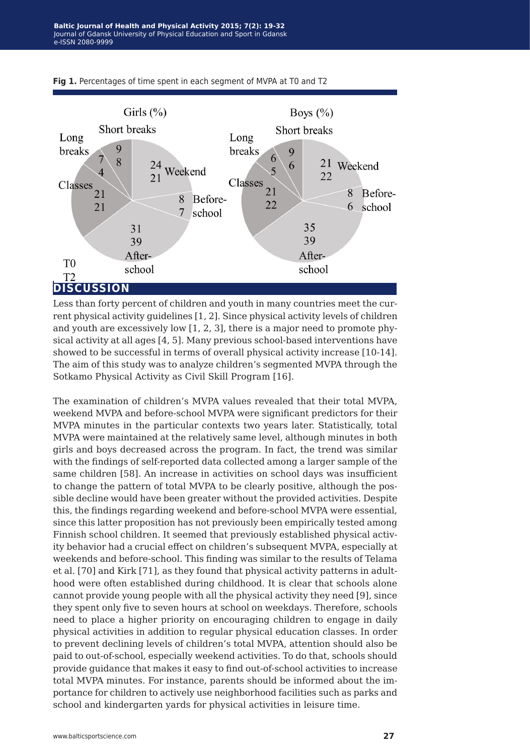**Fig 1.** Percentages of time spent in each segment of MVPA at T0 and T2

## DISCUSSION

Less than forty percent of children and youth in many countries meet the current physical activity guidelines [1, 2]. Since physical activity levels of children and youth are excessively low [1, 2, 3], there is a major need to promote physical activity at all ages [4, 5]. Many previous school-based interventions have showed to be successful in terms of overall physical activity increase [10-14]. The aim of this study was to analyze children's segmented MVPA through the Sotkamo Physical Activity as Civil Skill Program [16].

The examination of children's MVPA values revealed that their total MVPA, weekend MVPA and before-school MVPA were significant predictors for their MVPA minutes in the particular contexts two years later. Statistically, total MVPA were maintained at the relatively same level, although minutes in both girls and boys decreased across the program. In fact, the trend was similar with the findings of self-reported data collected among a larger sample of the same children [58]. An increase in activities on school days was insufficient to change the pattern of total MVPA to be clearly positive, although the possible decline would have been greater without the provided activities. Despite this, the findings regarding weekend and before-school MVPA were essential, since this latter proposition has not previously been empirically tested among Finnish school children. It seemed that previously established physical activity behavior had a crucial effect on children's subsequent MVPA, especially at weekends and before-school. This finding was similar to the results of Telama et al. [70] and Kirk [71], as they found that physical activity patterns in adulthood were often established during childhood. It is clear that schools alone cannot provide young people with all the physical activity they need [9], since they spent only five to seven hours at school on weekdays. Therefore, schools need to place a higher priority on encouraging children to engage in daily physical activities in addition to regular physical education classes. In order to prevent declining levels of children's total MVPA, attention should also be paid to out-of-school, especially weekend activities. To do that, schools should provide guidance that makes it easy to find out-of-school activities to increase total MVPA minutes. For instance, parents should be informed about the importance for children to actively use neighborhood facilities such as parks and school and kindergarten yards for physical activities in leisure time.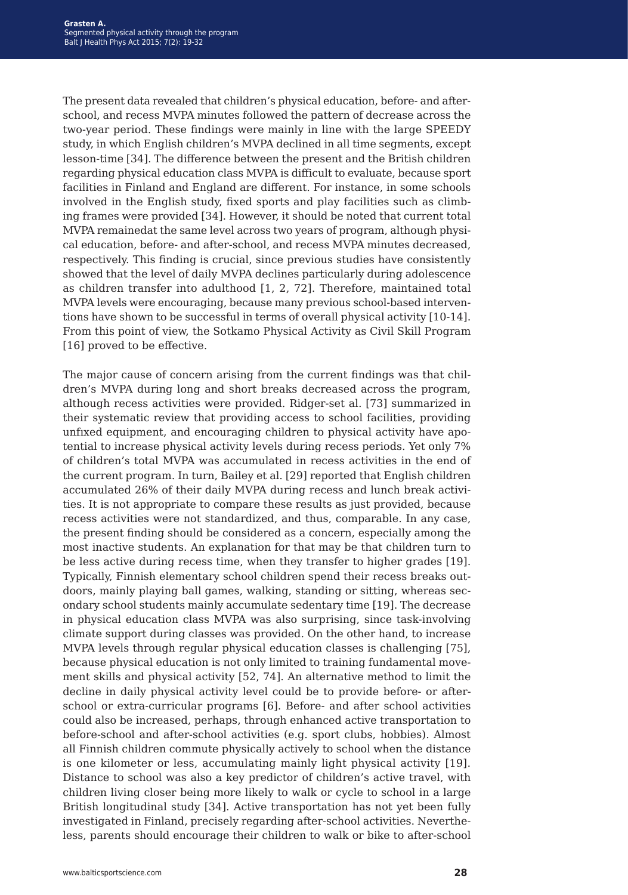The present data revealed that children's physical education, before- and after-school, and recess MVPA minutes followed the pattern of decrease across the two-year period. These findings were mainly in line with the large SPEEDY study, in which English children's MVPA declined in all time segments, except lesson-time [34]. The difference between the present and the British children regarding physical education class MVPA is difficult to evaluate, because sport facilities in Finland and England are different. For instance, in some schools involved in the English study, fixed sports and play facilities such as climbing frames were provided [34]. However, it should be noted that current total MVPA remainedat the same level across two years of program, although physical education, before- and after-school, and recess MVPA minutes decreased, respectively. This finding is crucial, since previous studies have consistently showed that the level of daily MVPA declines particularly during adolescence as children transfer into adulthood [1, 2, 72]. Therefore, maintained total MVPA levels were encouraging, because many previous school-based interventions have shown to be successful in terms of overall physical activity [10-14]. From this point of view, the Sotkamo Physical Activity as Civil Skill Program [16] proved to be effective.

The major cause of concern arising from the current findings was that children's MVPA during long and short breaks decreased across the program, although recess activities were provided. Ridger-set al. [73] summarized in their systematic review that providing access to school facilities, providing unfixed equipment, and encouraging children to physical activity have apotential to increase physical activity levels during recess periods. Yet only 7% of children's total MVPA was accumulated in recess activities in the end of the current program. In turn, Bailey et al. [29] reported that English children accumulated 26% of their daily MVPA during recess and lunch break activities. It is not appropriate to compare these results as just provided, because recess activities were not standardized, and thus, comparable. In any case, the present finding should be considered as a concern, especially among the most inactive students. An explanation for that may be that children turn to be less active during recess time, when they transfer to higher grades [19]. Typically, Finnish elementary school children spend their recess breaks outdoors, mainly playing ball games, walking, standing or sitting, whereas secondary school students mainly accumulate sedentary time [19]. The decrease in physical education class MVPA was also surprising, since task-involving climate support during classes was provided. On the other hand, to increase MVPA levels through regular physical education classes is challenging [75], because physical education is not only limited to training fundamental movement skills and physical activity [52, 74]. An alternative method to limit the decline in daily physical activity level could be to provide before- or after-school or extra-curricular programs [6]. Before- and after school activities could also be increased, perhaps, through enhanced active transportation to before-school and after-school activities (e.g. sport clubs, hobbies). Almost all Finnish children commute physically actively to school when the distance is one kilometer or less, accumulating mainly light physical activity [19]. Distance to school was also a key predictor of children's active travel, with children living closer being more likely to walk or cycle to school in a large British longitudinal study [34]. Active transportation has not yet been fully investigated in Finland, precisely regarding after-school activities. Nevertheless, parents should encourage their children to walk or bike to after-school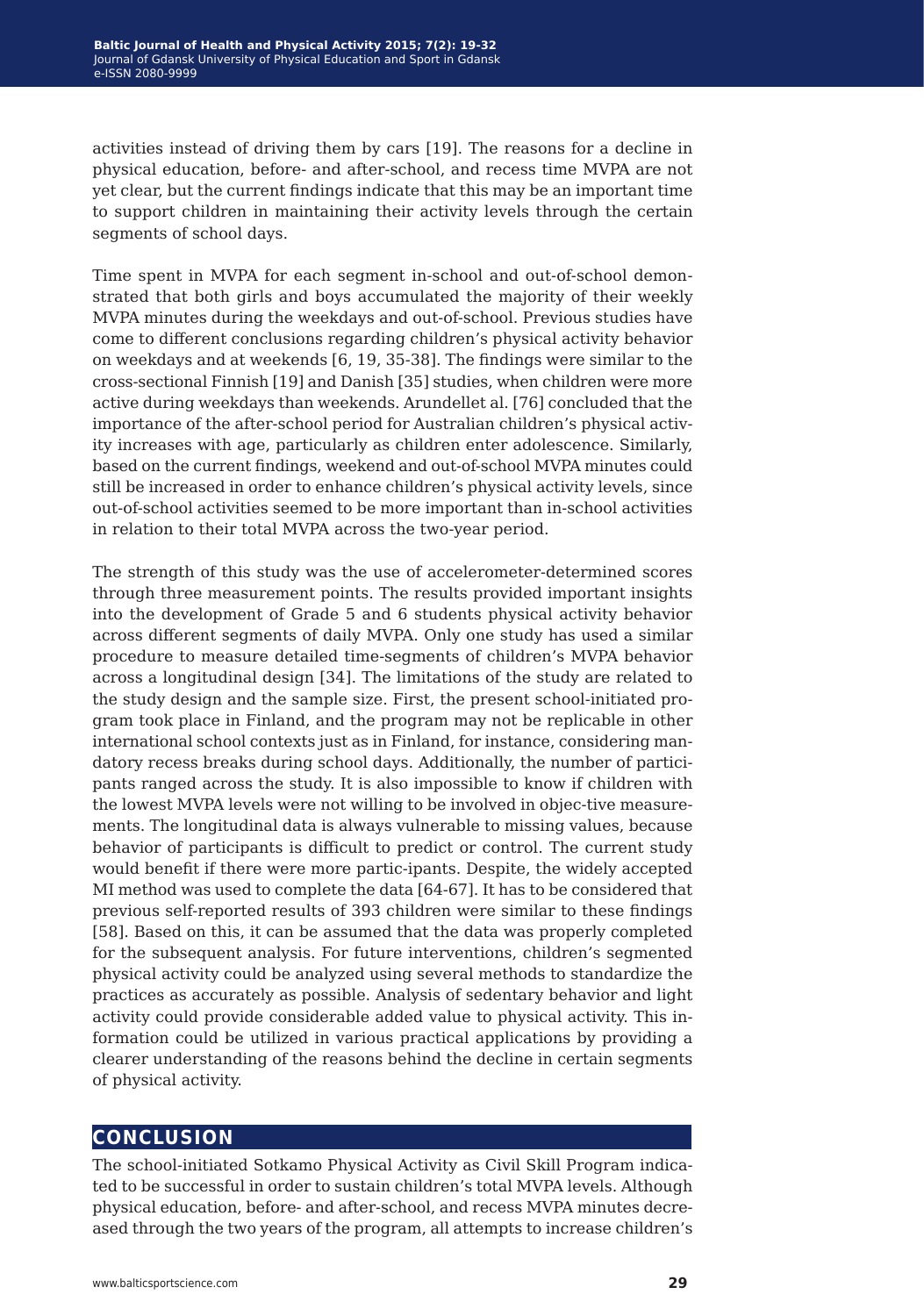activities instead of driving them by cars [19]. The reasons for a decline in physical education, before- and after-school, and recess time MVPA are not yet clear, but the current findings indicate that this may be an important time to support children in maintaining their activity levels through the certain segments of school days.

Time spent in MVPA for each segment in-school and out-of-school demonstrated that both girls and boys accumulated the majority of their weekly MVPA minutes during the weekdays and out-of-school. Previous studies have come to different conclusions regarding children's physical activity behavior on weekdays and at weekends [6, 19, 35-38]. The findings were similar to the cross-sectional Finnish [19] and Danish [35] studies, when children were more active during weekdays than weekends. Arundellet al. [76] concluded that the importance of the after-school period for Australian children's physical activity increases with age, particularly as children enter adolescence. Similarly, based on the current findings, weekend and out-of-school MVPA minutes could still be increased in order to enhance children's physical activity levels, since out-of-school activities seemed to be more important than in-school activities in relation to their total MVPA across the two-year period.

The strength of this study was the use of accelerometer-determined scores through three measurement points. The results provided important insights into the development of Grade 5 and 6 students physical activity behavior across different segments of daily MVPA. Only one study has used a similar procedure to measure detailed time-segments of children's MVPA behavior across a longitudinal design [34]. The limitations of the study are related to the study design and the sample size. First, the present school-initiated program took place in Finland, and the program may not be replicable in other international school contexts just as in Finland, for instance, considering mandatory recess breaks during school days. Additionally, the number of participants ranged across the study. It is also impossible to know if children with the lowest MVPA levels were not willing to be involved in objec-tive measurements. The longitudinal data is always vulnerable to missing values, because behavior of participants is difficult to predict or control. The current study would benefit if there were more partic-ipants. Despite, the widely accepted MI method was used to complete the data [64-67]. It has to be considered that previous self-reported results of 393 children were similar to these findings [58]. Based on this, it can be assumed that the data was properly completed for the subsequent analysis. For future interventions, children's segmented physical activity could be analyzed using several methods to standardize the practices as accurately as possible. Analysis of sedentary behavior and light activity could provide considerable added value to physical activity. This information could be utilized in various practical applications by providing a clearer understanding of the reasons behind the decline in certain segments of physical activity.

## CONCLUSION

The school-initiated Sotkamo Physical Activity as Civil Skill Program indicated to be successful in order to sustain children's total MVPA levels. Although physical education, before- and after-school, and recess MVPA minutes decreased through the two years of the program, all attempts to increase children's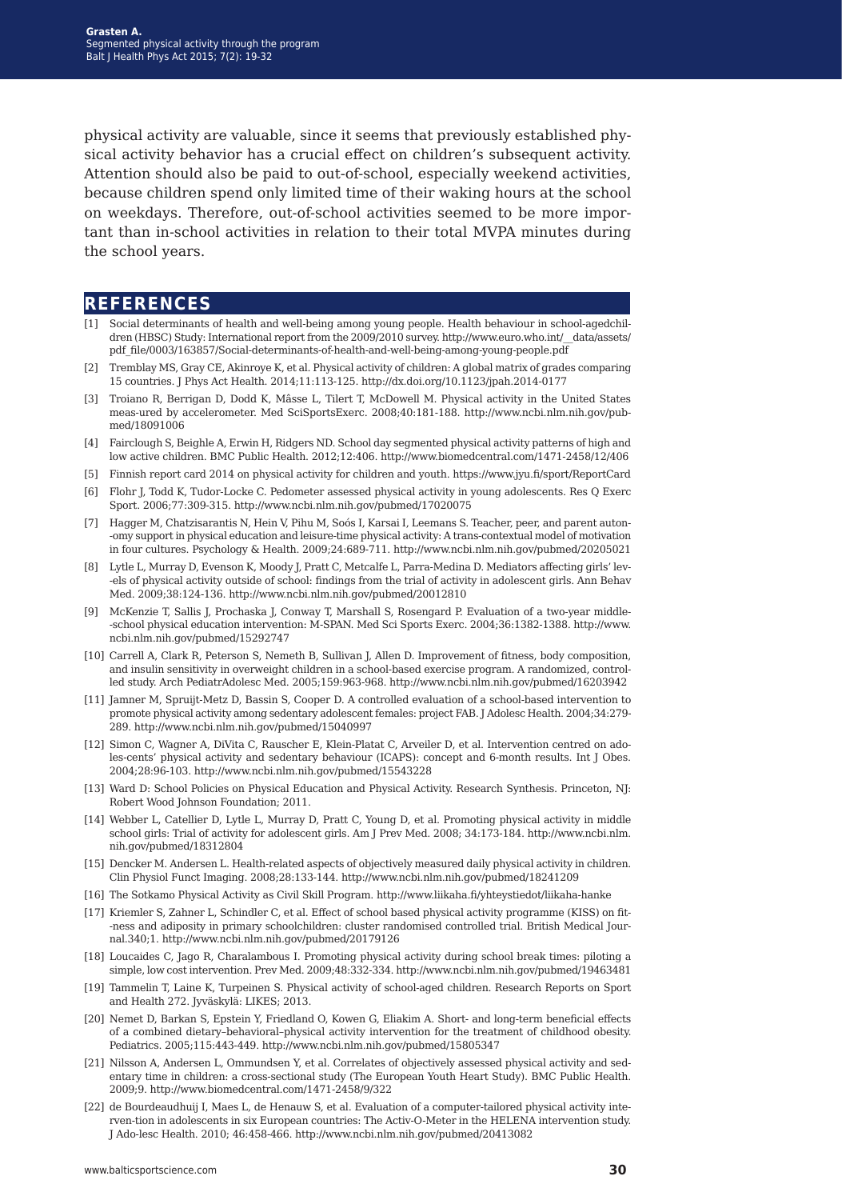physical activity are valuable, since it seems that previously established physical activity behavior has a crucial effect on children's subsequent activity. Attention should also be paid to out-of-school, especially weekend activities, because children spend only limited time of their waking hours at the school on weekdays. Therefore, out-of-school activities seemed to be more important than in-school activities in relation to their total MVPA minutes during the school years.

## REFERENCES

[1] Social determinants of health and well-being among young people. Health behaviour in school-agedchildren (HBSC) Study: International report from the 2009/2010 survey. http://www.euro.who.int/__data/assets/pdf_file/0003/163857/Social-determinants-of-health-and-well-being-among-young-people.pdf

[2] Tremblay MS, Gray CE, Akinroye K, et al. Physical activity of children: A global matrix of grades comparing 15 countries. J Phys Act Health. 2014;11:113-125. http://dx.doi.org/10.1123/jpah.2014-0177

[3] Troiano R, Berrigan D, Dodd K, Mâsse L, Tilert T, McDowell M. Physical activity in the United States meas-ured by accelerometer. Med SciSportsExerc. 2008;40:181-188. http://www.ncbi.nlm.nih.gov/pubmed/18091006

[4] Fairclough S, Beighle A, Erwin H, Ridgers ND. School day segmented physical activity patterns of high and low active children. BMC Public Health. 2012;12:406. http://www.biomedcentral.com/1471-2458/12/406

[5] Finnish report card 2014 on physical activity for children and youth. https://www.jyu.fi/sport/ReportCard

[6] Flohr J, Todd K, Tudor-Locke C. Pedometer assessed physical activity in young adolescents. Res Q Exerc Sport. 2006;77:309-315. http://www.ncbi.nlm.nih.gov/pubmed/17020075

[7] Hagger M, Chatzisarantis N, Hein V, Pihu M, Soós I, Karsai I, Leemans S. Teacher, peer, and parent auton--omy support in physical education and leisure-time physical activity: A trans-contextual model of motivation in four cultures. Psychology & Health. 2009;24:689-711. http://www.ncbi.nlm.nih.gov/pubmed/20205021

[8] Lytle L, Murray D, Evenson K, Moody J, Pratt C, Metcalfe L, Parra-Medina D. Mediators affecting girls' lev--els of physical activity outside of school: findings from the trial of activity in adolescent girls. Ann Behav Med. 2009;38:124-136. http://www.ncbi.nlm.nih.gov/pubmed/20012810

[9] McKenzie T, Sallis J, Prochaska J, Conway T, Marshall S, Rosengard P. Evaluation of a two-year middle--school physical education intervention: M-SPAN. Med Sci Sports Exerc. 2004;36:1382-1388. http://www.ncbi.nlm.nih.gov/pubmed/15292747

[10] Carrell A, Clark R, Peterson S, Nemeth B, Sullivan J, Allen D. Improvement of fitness, body composition, and insulin sensitivity in overweight children in a school-based exercise program. A randomized, controlled study. Arch PediatrAdolesc Med. 2005;159:963-968. http://www.ncbi.nlm.nih.gov/pubmed/16203942

[11] Jamner M, Spruijt-Metz D, Bassin S, Cooper D. A controlled evaluation of a school-based intervention to promote physical activity among sedentary adolescent females: project FAB. J Adolesc Health. 2004;34:279-289. http://www.ncbi.nlm.nih.gov/pubmed/15040997

[12] Simon C, Wagner A, DiVita C, Rauscher E, Klein-Platat C, Arveiler D, et al. Intervention centred on adoles-cents' physical activity and sedentary behaviour (ICAPS): concept and 6-month results. Int J Obes. 2004;28:96-103. http://www.ncbi.nlm.nih.gov/pubmed/15543228

[13] Ward D: School Policies on Physical Education and Physical Activity. Research Synthesis. Princeton, NJ: Robert Wood Johnson Foundation; 2011.

[14] Webber L, Catellier D, Lytle L, Murray D, Pratt C, Young D, et al. Promoting physical activity in middle school girls: Trial of activity for adolescent girls. Am J Prev Med. 2008; 34:173-184. http://www.ncbi.nlm.nih.gov/pubmed/18312804

[15] Dencker M. Andersen L. Health-related aspects of objectively measured daily physical activity in children. Clin Physiol Funct Imaging. 2008;28:133-144. http://www.ncbi.nlm.nih.gov/pubmed/18241209

[16] The Sotkamo Physical Activity as Civil Skill Program. http://www.liikaha.fi/yhteystiedot/liikaha-hanke

[17] Kriemler S, Zahner L, Schindler C, et al. Effect of school based physical activity programme (KISS) on fit--ness and adiposity in primary schoolchildren: cluster randomised controlled trial. British Medical Journal.340;1. http://www.ncbi.nlm.nih.gov/pubmed/20179126

[18] Loucaides C, Jago R, Charalambous I. Promoting physical activity during school break times: piloting a simple, low cost intervention. Prev Med. 2009;48:332-334. http://www.ncbi.nlm.nih.gov/pubmed/19463481

[19] Tammelin T, Laine K, Turpeinen S. Physical activity of school-aged children. Research Reports on Sport and Health 272. Jyväskylä: LIKES; 2013.

[20] Nemet D, Barkan S, Epstein Y, Friedland O, Kowen G, Eliakim A. Short- and long-term beneficial effects of a combined dietary–behavioral–physical activity intervention for the treatment of childhood obesity. Pediatrics. 2005;115:443-449. http://www.ncbi.nlm.nih.gov/pubmed/15805347

[21] Nilsson A, Andersen L, Ommundsen Y, et al. Correlates of objectively assessed physical activity and sedentary time in children: a cross-sectional study (The European Youth Heart Study). BMC Public Health. 2009;9. http://www.biomedcentral.com/1471-2458/9/322

[22] de Bourdeaudhuij I, Maes L, de Henauw S, et al. Evaluation of a computer-tailored physical activity interven-tion in adolescents in six European countries: The Activ-O-Meter in the HELENA intervention study. J Ado-lesc Health. 2010; 46:458-466. http://www.ncbi.nlm.nih.gov/pubmed/20413082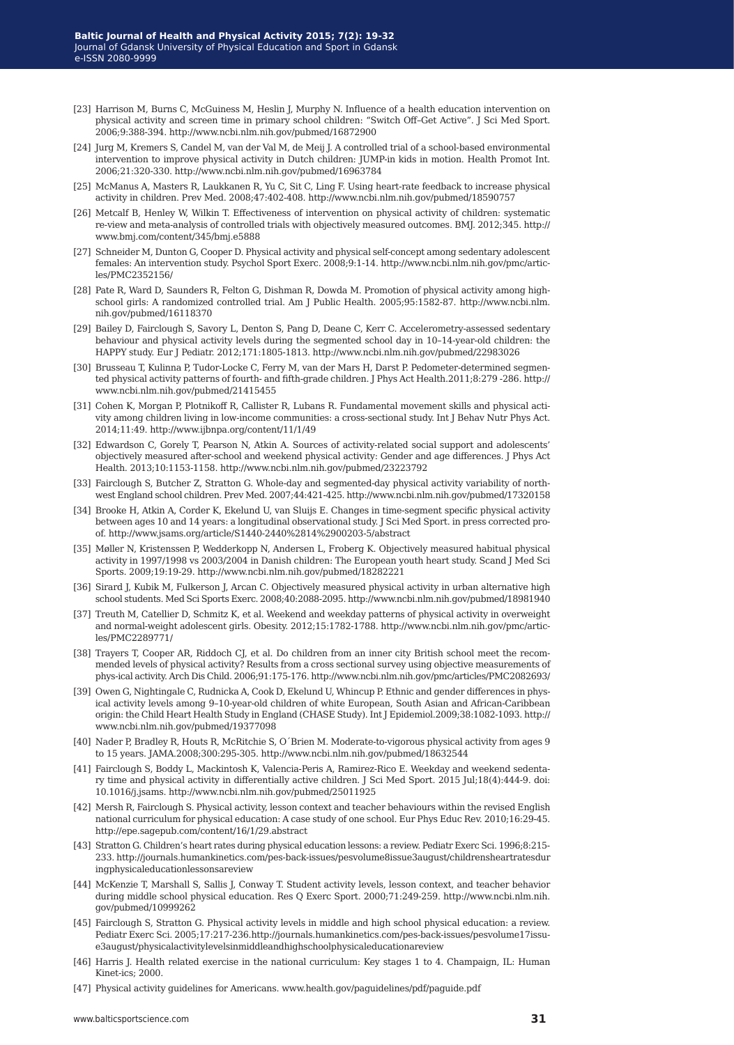[23] Harrison M, Burns C, McGuiness M, Heslin J, Murphy N. Influence of a health education intervention on physical activity and screen time in primary school children: "Switch Off–Get Active". J Sci Med Sport. 2006;9:388-394. http://www.ncbi.nlm.nih.gov/pubmed/16872900

[24] Jurg M, Kremers S, Candel M, van der Val M, de Meij J. A controlled trial of a school-based environmental intervention to improve physical activity in Dutch children: JUMP-in kids in motion. Health Promot Int. 2006;21:320-330. http://www.ncbi.nlm.nih.gov/pubmed/16963784

[25] McManus A, Masters R, Laukkanen R, Yu C, Sit C, Ling F. Using heart-rate feedback to increase physical activity in children. Prev Med. 2008;47:402-408. http://www.ncbi.nlm.nih.gov/pubmed/18590757

[26] Metcalf B, Henley W, Wilkin T. Effectiveness of intervention on physical activity of children: systematic re-view and meta-analysis of controlled trials with objectively measured outcomes. BMJ. 2012;345. http://www.bmj.com/content/345/bmj.e5888

[27] Schneider M, Dunton G, Cooper D. Physical activity and physical self-concept among sedentary adolescent females: An intervention study. Psychol Sport Exerc. 2008;9:1-14. http://www.ncbi.nlm.nih.gov/pmc/articles/PMC2352156/

[28] Pate R, Ward D, Saunders R, Felton G, Dishman R, Dowda M. Promotion of physical activity among high-school girls: A randomized controlled trial. Am J Public Health. 2005;95:1582-87. http://www.ncbi.nlm.nih.gov/pubmed/16118370

[29] Bailey D, Fairclough S, Savory L, Denton S, Pang D, Deane C, Kerr C. Accelerometry-assessed sedentary behaviour and physical activity levels during the segmented school day in 10–14-year-old children: the HAPPY study. Eur J Pediatr. 2012;171:1805-1813. http://www.ncbi.nlm.nih.gov/pubmed/22983026

[30] Brusseau T, Kulinna P, Tudor-Locke C, Ferry M, van der Mars H, Darst P. Pedometer-determined segmented physical activity patterns of fourth- and fifth-grade children. J Phys Act Health.2011;8:279 -286. http://www.ncbi.nlm.nih.gov/pubmed/21415455

[31] Cohen K, Morgan P, Plotnikoff R, Callister R, Lubans R. Fundamental movement skills and physical activity among children living in low-income communities: a cross-sectional study. Int J Behav Nutr Phys Act. 2014;11:49. http://www.ijbnpa.org/content/11/1/49

[32] Edwardson C, Gorely T, Pearson N, Atkin A. Sources of activity-related social support and adolescents' objectively measured after-school and weekend physical activity: Gender and age differences. J Phys Act Health. 2013;10:1153-1158. http://www.ncbi.nlm.nih.gov/pubmed/23223792

[33] Fairclough S, Butcher Z, Stratton G. Whole-day and segmented-day physical activity variability of northwest England school children. Prev Med. 2007;44:421-425. http://www.ncbi.nlm.nih.gov/pubmed/17320158

[34] Brooke H, Atkin A, Corder K, Ekelund U, van Sluijs E. Changes in time-segment specific physical activity between ages 10 and 14 years: a longitudinal observational study. J Sci Med Sport. in press corrected proof. http://www.jsams.org/article/S1440-2440%2814%2900203-5/abstract

[35] Møller N, Kristenssen P, Wedderkopp N, Andersen L, Froberg K. Objectively measured habitual physical activity in 1997/1998 vs 2003/2004 in Danish children: The European youth heart study. Scand J Med Sci Sports. 2009;19:19-29. http://www.ncbi.nlm.nih.gov/pubmed/18282221

[36] Sirard J, Kubik M, Fulkerson J, Arcan C. Objectively measured physical activity in urban alternative high school students. Med Sci Sports Exerc. 2008;40:2088-2095. http://www.ncbi.nlm.nih.gov/pubmed/18981940

[37] Treuth M, Catellier D, Schmitz K, et al. Weekend and weekday patterns of physical activity in overweight and normal-weight adolescent girls. Obesity. 2012;15:1782-1788. http://www.ncbi.nlm.nih.gov/pmc/articles/PMC2289771/

[38] Trayers T, Cooper AR, Riddoch CJ, et al. Do children from an inner city British school meet the recommended levels of physical activity? Results from a cross sectional survey using objective measurements of phys-ical activity. Arch Dis Child. 2006;91:175-176. http://www.ncbi.nlm.nih.gov/pmc/articles/PMC2082693/

[39] Owen G, Nightingale C, Rudnicka A, Cook D, Ekelund U, Whincup P. Ethnic and gender differences in physical activity levels among 9–10-year-old children of white European, South Asian and African-Caribbean origin: the Child Heart Health Study in England (CHASE Study). Int J Epidemiol.2009;38:1082-1093. http://www.ncbi.nlm.nih.gov/pubmed/19377098

[40] Nader P, Bradley R, Houts R, McRitchie S, O´Brien M. Moderate-to-vigorous physical activity from ages 9 to 15 years. JAMA.2008;300:295-305. http://www.ncbi.nlm.nih.gov/pubmed/18632544

[41] Fairclough S, Boddy L, Mackintosh K, Valencia-Peris A, Ramirez-Rico E. Weekday and weekend sedentary time and physical activity in differentially active children. J Sci Med Sport. 2015 Jul;18(4):444-9. doi: 10.1016/j.jsams. http://www.ncbi.nlm.nih.gov/pubmed/25011925

[42] Mersh R, Fairclough S. Physical activity, lesson context and teacher behaviours within the revised English national curriculum for physical education: A case study of one school. Eur Phys Educ Rev. 2010;16:29-45. http://epe.sagepub.com/content/16/1/29.abstract

[43] Stratton G. Children's heart rates during physical education lessons: a review. Pediatr Exerc Sci. 1996;8:215-233. http://journals.humankinetics.com/pes-back-issues/pesvolume8issue3august/childrensheartratesduringphysicaleducationlessonsareview

[44] McKenzie T, Marshall S, Sallis J, Conway T. Student activity levels, lesson context, and teacher behavior during middle school physical education. Res Q Exerc Sport. 2000;71:249-259. http://www.ncbi.nlm.nih.gov/pubmed/10999262

[45] Fairclough S, Stratton G. Physical activity levels in middle and high school physical education: a review. Pediatr Exerc Sci. 2005;17:217-236.http://journals.humankinetics.com/pes-back-issues/pesvolume17issue3august/physicalactivitylevelsinmiddleandhighschoolphysicaleducationareview

[46] Harris J. Health related exercise in the national curriculum: Key stages 1 to 4. Champaign, IL: Human Kinet-ics; 2000.

[47] Physical activity guidelines for Americans. www.health.gov/paguidelines/pdf/paguide.pdf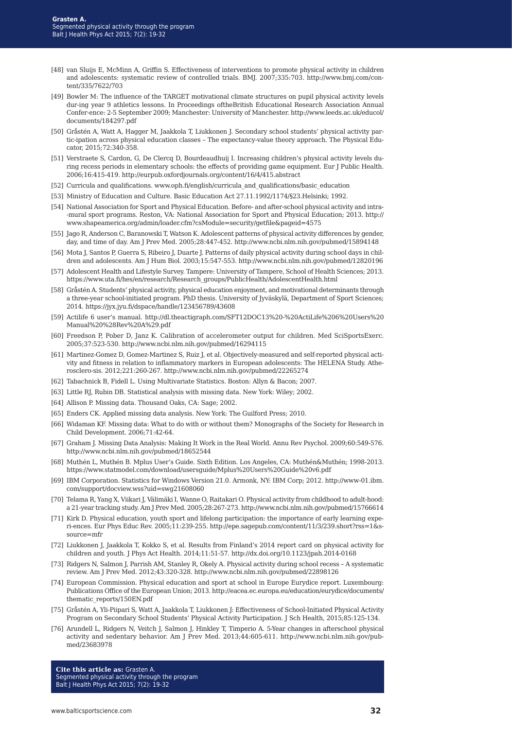[48] van Sluijs E, McMinn A, Griffin S. Effectiveness of interventions to promote physical activity in children and adolescents: systematic review of controlled trials. BMJ. 2007;335:703. http://www.bmj.com/content/335/7622/703

[49] Bowler M: The influence of the TARGET motivational climate structures on pupil physical activity levels dur-ing year 9 athletics lessons. In Proceedings oftheBritish Educational Research Association Annual Confer-ence: 2-5 September 2009; Manchester: University of Manchester. http://www.leeds.ac.uk/educol/documents/184297.pdf

[50] Gråstén A, Watt A, Hagger M, Jaakkola T, Liukkonen J. Secondary school students' physical activity partic-ipation across physical education classes – The expectancy-value theory approach. The Physical Educator, 2015;72:340-358.

[51] Verstraete S, Cardon, G, De Clercq D, Bourdeaudhuij I. Increasing children's physical activity levels during recess periods in elementary schools: the effects of providing game equipment. Eur J Public Health. 2006;16:415-419. http://eurpub.oxfordjournals.org/content/16/4/415.abstract

[52] Curricula and qualifications. www.oph.fi/english/curricula_and_qualifications/basic_education

[53] Ministry of Education and Culture. Basic Education Act 27.11.1992/1174/§23.Helsinki; 1992.

[54] National Association for Sport and Physical Education. Before- and after-school physical activity and intra--mural sport programs. Reston, VA: National Association for Sport and Physical Education; 2013. http://www.shapeamerica.org/admin/loader.cfm?csModule=security/getfile&pageid=4575

[55] Jago R, Anderson C, Baranowski T, Watson K. Adolescent patterns of physical activity differences by gender, day, and time of day. Am J Prev Med. 2005;28:447-452. http://www.ncbi.nlm.nih.gov/pubmed/15894148

[56] Mota J, Santos P, Guerra S, Ribeiro J, Duarte J. Patterns of daily physical activity during school days in children and adolescents. Am J Hum Biol. 2003;15:547-553. http://www.ncbi.nlm.nih.gov/pubmed/12820196

[57] Adolescent Health and Lifestyle Survey. Tampere: University of Tampere, School of Health Sciences; 2013. https://www.uta.fi/hes/en/research/Research_groups/PublicHealth/AdolescentHealth.html

[58] Gråstén A. Students' physical activity, physical education enjoyment, and motivational determinants through a three-year school-initiated program. PhD thesis. University of Jyväskylä, Department of Sport Sciences; 2014. https://jyx.jyu.fi/dspace/handle/123456789/43608

[59] Actilife 6 user's manual. http://dl.theactigraph.com/SFT12DOC13%20-%20ActiLife%206%20Users%20Manual%20%28Rev%20A%29.pdf

[60] Freedson P, Pober D, Janz K. Calibration of accelerometer output for children. Med SciSportsExerc. 2005;37:523-530. http://www.ncbi.nlm.nih.gov/pubmed/16294115

[61] Martinez-Gomez D, Gomez-Martinez S, Ruiz J, et al. Objectively-measured and self-reported physical activity and fitness in relation to inflammatory markers in European adolescents: The HELENA Study. Atherosclero-sis. 2012;221:260-267. http://www.ncbi.nlm.nih.gov/pubmed/22265274

[62] Tabachnick B, Fidell L. Using Multivariate Statistics. Boston: Allyn & Bacon; 2007.

[63] Little RJ, Rubin DB. Statistical analysis with missing data. New York: Wiley; 2002.

[64] Allison P. Missing data. Thousand Oaks, CA: Sage; 2002.

[65] Enders CK. Applied missing data analysis. New York: The Guilford Press; 2010.

[66] Widaman KF. Missing data: What to do with or without them? Monographs of the Society for Research in Child Development. 2006;71:42-64.

[67] Graham J. Missing Data Analysis: Making It Work in the Real World. Annu Rev Psychol. 2009;60:549-576. http://www.ncbi.nlm.nih.gov/pubmed/18652544

[68] Muthén L, Muthén B. Mplus User's Guide. Sixth Edition. Los Angeles, CA: Muthén&Muthén; 1998-2013. https://www.statmodel.com/download/usersguide/Mplus%20Users%20Guide%20v6.pdf

[69] IBM Corporation. Statistics for Windows Version 21.0. Armonk, NY: IBM Corp; 2012. http://www-01.ibm.com/support/docview.wss?uid=swg21608060

[70] Telama R, Yang X, Viikari J, Välimäki I, Wanne O, Raitakari O. Physical activity from childhood to adult-hood: a 21-year tracking study. Am J Prev Med. 2005;28:267-273. http://www.ncbi.nlm.nih.gov/pubmed/15766614

[71] Kirk D. Physical education, youth sport and lifelong participation: the importance of early learning experi-ences. Eur Phys Educ Rev. 2005;11:239-255. http://epe.sagepub.com/content/11/3/239.short?rss=1&ssource=mfr

[72] Liukkonen J, Jaakkola T, Kokko S, et al. Results from Finland's 2014 report card on physical activity for children and youth. J Phys Act Health. 2014;11:51-57. http://dx.doi.org/10.1123/jpah.2014-0168

[73] Ridgers N, Salmon J, Parrish AM, Stanley R, Okely A. Physical activity during school recess – A systematic review. Am J Prev Med. 2012;43:320-328. http://www.ncbi.nlm.nih.gov/pubmed/22898126

[74] European Commission. Physical education and sport at school in Europe Eurydice report. Luxembourg: Publications Office of the European Union; 2013. http://eacea.ec.europa.eu/education/eurydice/documents/thematic_reports/150EN.pdf

[75] Gråstén A, Yli-Piipari S, Watt A, Jaakkola T, Liukkonen J: Effectiveness of School-Initiated Physical Activity Program on Secondary School Students' Physical Activity Participation. J Sch Health, 2015;85:125-134.

[76] Arundell L, Ridgers N, Veitch J, Salmon J, Hinkley T, Timperio A. 5-Year changes in afterschool physical activity and sedentary behavior. Am J Prev Med. 2013;44:605-611. http://www.ncbi.nlm.nih.gov/pubmed/23683978

**Cite this article as:** Grasten A.
Segmented physical activity through the program
Balt J Health Phys Act 2015; 7(2): 19-32